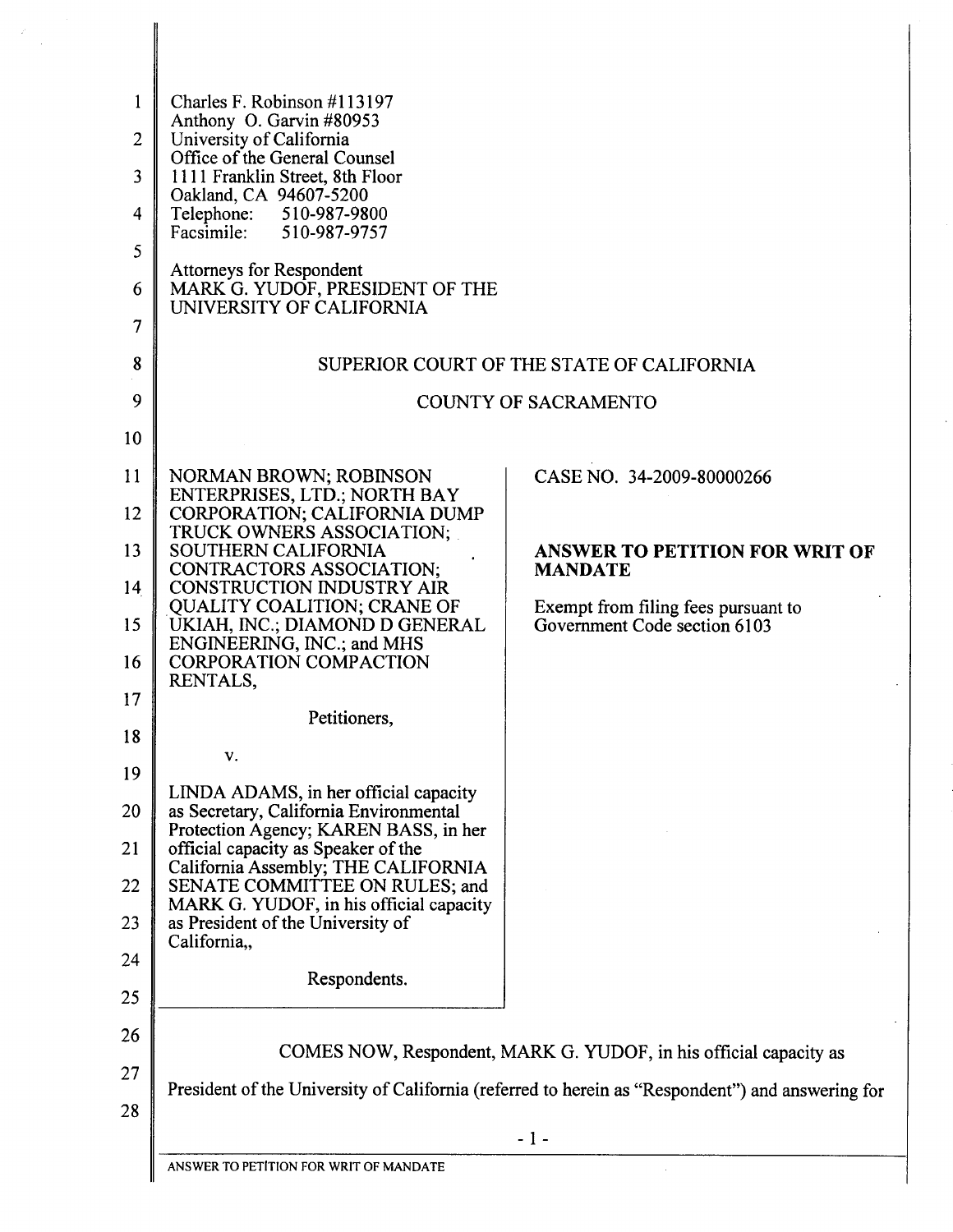Charles F. Robinson #113197
Anthony O. Garvin #80953
University of California
Office of the General Counsel
1111 Franklin Street, 8th Floor
Oakland, CA 94607-5200
Telephone: 510-987-9800
Facsimile: 510-987-9757

Attorneys for Respondent
MARK G. YUDOF, PRESIDENT OF THE UNIVERSITY OF CALIFORNIA

SUPERIOR COURT OF THE STATE OF CALIFORNIA

COUNTY OF SACRAMENTO

NORMAN BROWN; ROBINSON ENTERPRISES, LTD.; NORTH BAY CORPORATION; CALIFORNIA DUMP TRUCK OWNERS ASSOCIATION; SOUTHERN CALIFORNIA CONTRACTORS ASSOCIATION; CONSTRUCTION INDUSTRY AIR QUALITY COALITION; CRANE OF UKIAH, INC.; DIAMOND D GENERAL ENGINEERING, INC.; and MHS CORPORATION COMPACTION RENTALS,

Petitioners,

v.

LINDA ADAMS, in her official capacity as Secretary, California Environmental Protection Agency; KAREN BASS, in her official capacity as Speaker of the California Assembly; THE CALIFORNIA SENATE COMMITTEE ON RULES; and MARK G. YUDOF, in his official capacity as President of the University of California,,

Respondents.

CASE NO. 34-2009-80000266

**ANSWER TO PETITION FOR WRIT OF MANDATE**

Exempt from filing fees pursuant to Government Code section 6103

COMES NOW, Respondent, MARK G. YUDOF, in his official capacity as President of the University of California (referred to herein as "Respondent") and answering for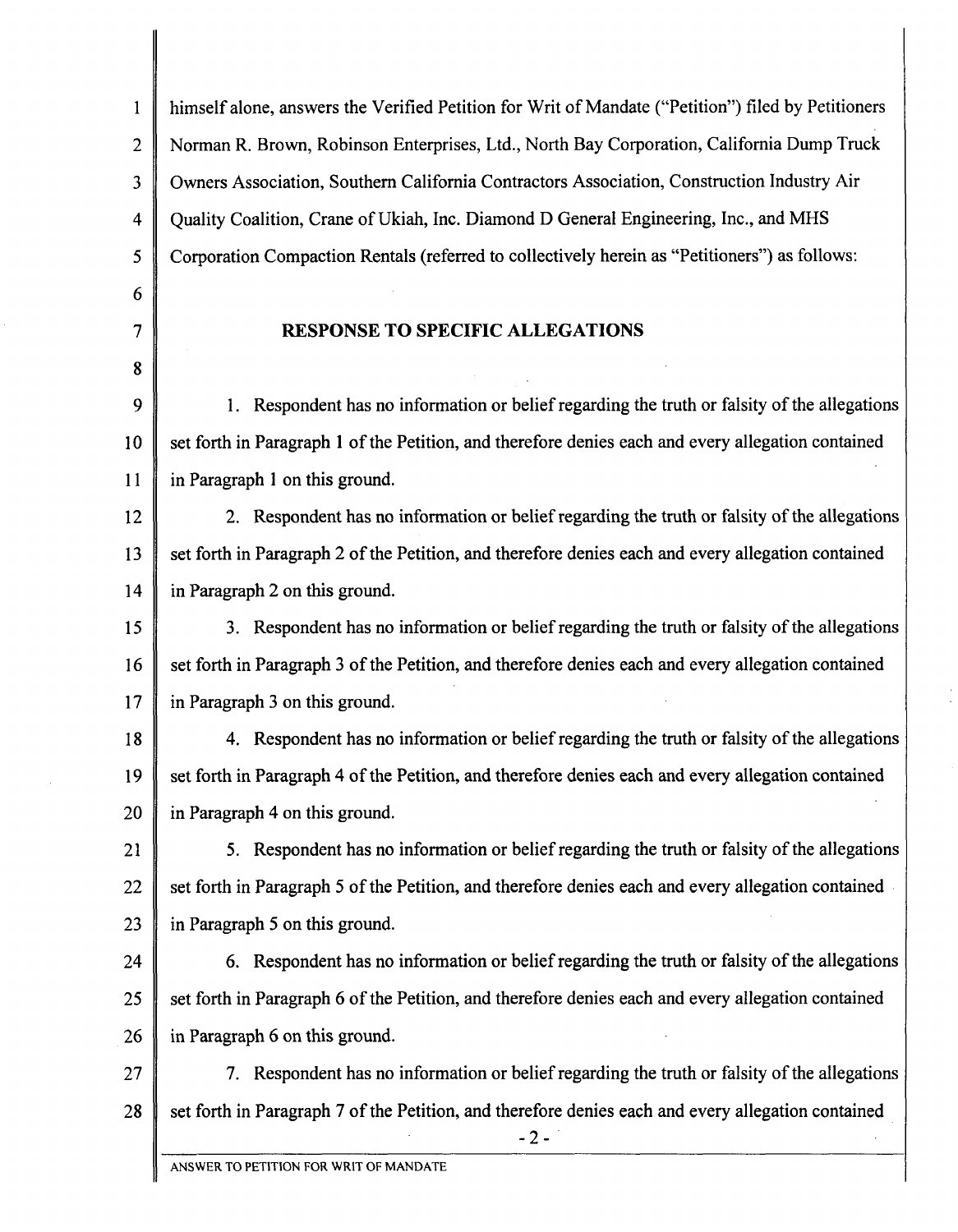himself alone, answers the Verified Petition for Writ of Mandate ("Petition") filed by Petitioners Norman R. Brown, Robinson Enterprises, Ltd., North Bay Corporation, California Dump Truck Owners Association, Southern California Contractors Association, Construction Industry Air Quality Coalition, Crane of Ukiah, Inc. Diamond D General Engineering, Inc., and MHS Corporation Compaction Rentals (referred to collectively herein as "Petitioners") as follows:

## RESPONSE TO SPECIFIC ALLEGATIONS

1. Respondent has no information or belief regarding the truth or falsity of the allegations set forth in Paragraph 1 of the Petition, and therefore denies each and every allegation contained in Paragraph 1 on this ground.

2. Respondent has no information or belief regarding the truth or falsity of the allegations set forth in Paragraph 2 of the Petition, and therefore denies each and every allegation contained in Paragraph 2 on this ground.

3. Respondent has no information or belief regarding the truth or falsity of the allegations set forth in Paragraph 3 of the Petition, and therefore denies each and every allegation contained in Paragraph 3 on this ground.

4. Respondent has no information or belief regarding the truth or falsity of the allegations set forth in Paragraph 4 of the Petition, and therefore denies each and every allegation contained in Paragraph 4 on this ground.

5. Respondent has no information or belief regarding the truth or falsity of the allegations set forth in Paragraph 5 of the Petition, and therefore denies each and every allegation contained in Paragraph 5 on this ground.

6. Respondent has no information or belief regarding the truth or falsity of the allegations set forth in Paragraph 6 of the Petition, and therefore denies each and every allegation contained in Paragraph 6 on this ground.

7. Respondent has no information or belief regarding the truth or falsity of the allegations set forth in Paragraph 7 of the Petition, and therefore denies each and every allegation contained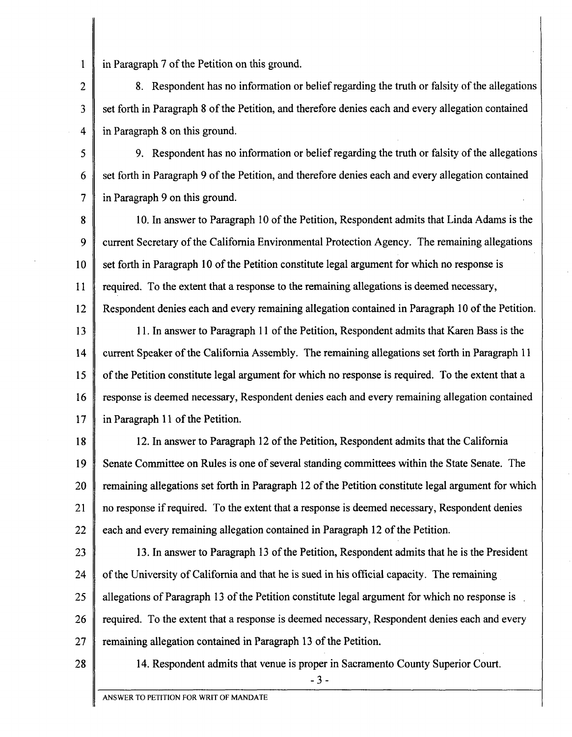in Paragraph 7 of the Petition on this ground.

8. Respondent has no information or belief regarding the truth or falsity of the allegations set forth in Paragraph 8 of the Petition, and therefore denies each and every allegation contained in Paragraph 8 on this ground.

9. Respondent has no information or belief regarding the truth or falsity of the allegations set forth in Paragraph 9 of the Petition, and therefore denies each and every allegation contained in Paragraph 9 on this ground.

10. In answer to Paragraph 10 of the Petition, Respondent admits that Linda Adams is the current Secretary of the California Environmental Protection Agency. The remaining allegations set forth in Paragraph 10 of the Petition constitute legal argument for which no response is required. To the extent that a response to the remaining allegations is deemed necessary, Respondent denies each and every remaining allegation contained in Paragraph 10 of the Petition.

11. In answer to Paragraph 11 of the Petition, Respondent admits that Karen Bass is the current Speaker of the California Assembly. The remaining allegations set forth in Paragraph 11 of the Petition constitute legal argument for which no response is required. To the extent that a response is deemed necessary, Respondent denies each and every remaining allegation contained in Paragraph 11 of the Petition.

12. In answer to Paragraph 12 of the Petition, Respondent admits that the California Senate Committee on Rules is one of several standing committees within the State Senate. The remaining allegations set forth in Paragraph 12 of the Petition constitute legal argument for which no response if required. To the extent that a response is deemed necessary, Respondent denies each and every remaining allegation contained in Paragraph 12 of the Petition.

13. In answer to Paragraph 13 of the Petition, Respondent admits that he is the President of the University of California and that he is sued in his official capacity. The remaining allegations of Paragraph 13 of the Petition constitute legal argument for which no response is required. To the extent that a response is deemed necessary, Respondent denies each and every remaining allegation contained in Paragraph 13 of the Petition.

14. Respondent admits that venue is proper in Sacramento County Superior Court.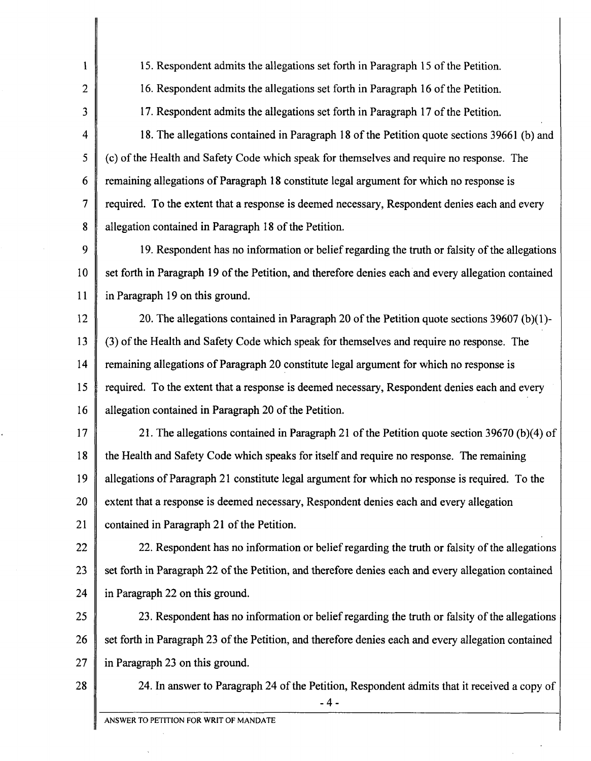15. Respondent admits the allegations set forth in Paragraph 15 of the Petition.

16. Respondent admits the allegations set forth in Paragraph 16 of the Petition.

17. Respondent admits the allegations set forth in Paragraph 17 of the Petition.

18. The allegations contained in Paragraph 18 of the Petition quote sections 39661 (b) and (c) of the Health and Safety Code which speak for themselves and require no response. The remaining allegations of Paragraph 18 constitute legal argument for which no response is required. To the extent that a response is deemed necessary, Respondent denies each and every allegation contained in Paragraph 18 of the Petition.

19. Respondent has no information or belief regarding the truth or falsity of the allegations set forth in Paragraph 19 of the Petition, and therefore denies each and every allegation contained in Paragraph 19 on this ground.

20. The allegations contained in Paragraph 20 of the Petition quote sections 39607 (b)(1)-(3) of the Health and Safety Code which speak for themselves and require no response. The remaining allegations of Paragraph 20 constitute legal argument for which no response is required. To the extent that a response is deemed necessary, Respondent denies each and every allegation contained in Paragraph 20 of the Petition.

21. The allegations contained in Paragraph 21 of the Petition quote section 39670 (b)(4) of the Health and Safety Code which speaks for itself and require no response. The remaining allegations of Paragraph 21 constitute legal argument for which no response is required. To the extent that a response is deemed necessary, Respondent denies each and every allegation contained in Paragraph 21 of the Petition.

22. Respondent has no information or belief regarding the truth or falsity of the allegations set forth in Paragraph 22 of the Petition, and therefore denies each and every allegation contained in Paragraph 22 on this ground.

23. Respondent has no information or belief regarding the truth or falsity of the allegations set forth in Paragraph 23 of the Petition, and therefore denies each and every allegation contained in Paragraph 23 on this ground.

24. In answer to Paragraph 24 of the Petition, Respondent admits that it received a copy of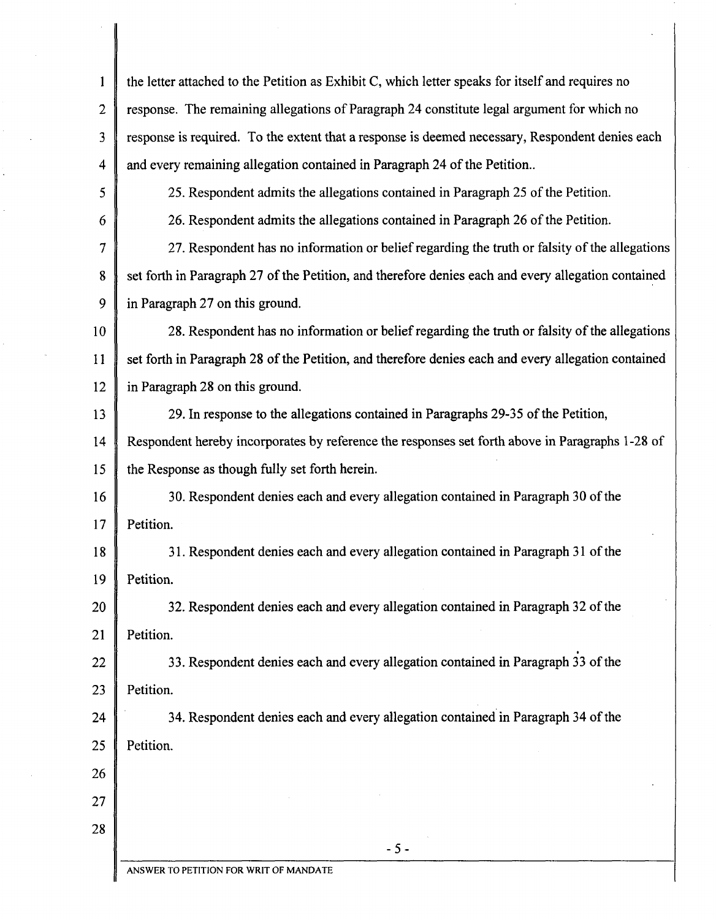the letter attached to the Petition as Exhibit C, which letter speaks for itself and requires no response. The remaining allegations of Paragraph 24 constitute legal argument for which no response is required. To the extent that a response is deemed necessary, Respondent denies each and every remaining allegation contained in Paragraph 24 of the Petition..

25. Respondent admits the allegations contained in Paragraph 25 of the Petition.

26. Respondent admits the allegations contained in Paragraph 26 of the Petition.

27. Respondent has no information or belief regarding the truth or falsity of the allegations set forth in Paragraph 27 of the Petition, and therefore denies each and every allegation contained in Paragraph 27 on this ground.

28. Respondent has no information or belief regarding the truth or falsity of the allegations set forth in Paragraph 28 of the Petition, and therefore denies each and every allegation contained in Paragraph 28 on this ground.

29. In response to the allegations contained in Paragraphs 29-35 of the Petition, Respondent hereby incorporates by reference the responses set forth above in Paragraphs 1-28 of the Response as though fully set forth herein.

30. Respondent denies each and every allegation contained in Paragraph 30 of the Petition.

31. Respondent denies each and every allegation contained in Paragraph 31 of the Petition.

32. Respondent denies each and every allegation contained in Paragraph 32 of the Petition.

33. Respondent denies each and every allegation contained in Paragraph 33 of the Petition.

34. Respondent denies each and every allegation contained in Paragraph 34 of the Petition.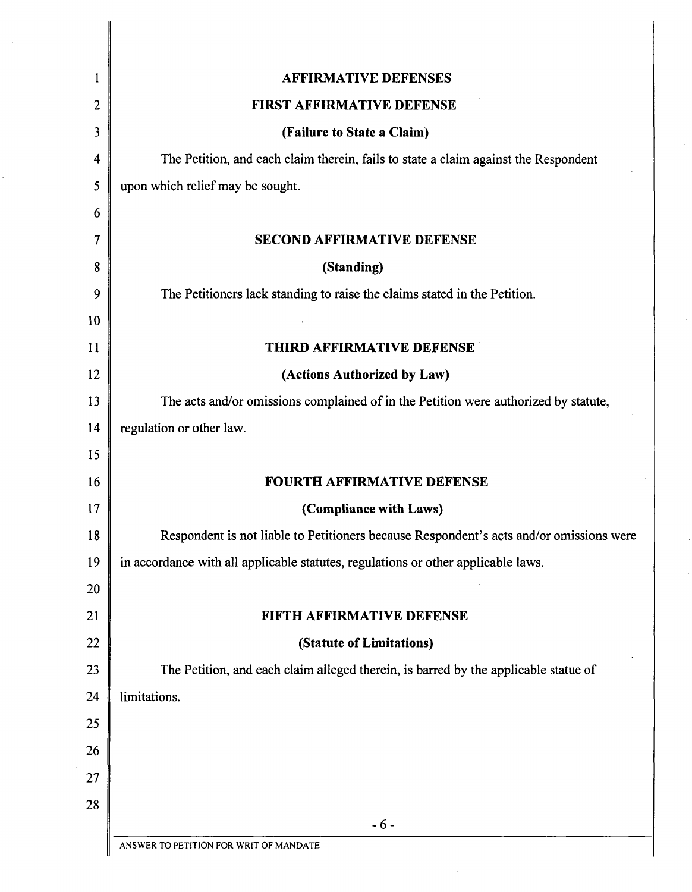## AFFIRMATIVE DEFENSES

### FIRST AFFIRMATIVE DEFENSE

**(Failure to State a Claim)**

The Petition, and each claim therein, fails to state a claim against the Respondent upon which relief may be sought.

### SECOND AFFIRMATIVE DEFENSE

**(Standing)**

The Petitioners lack standing to raise the claims stated in the Petition.

### THIRD AFFIRMATIVE DEFENSE

**(Actions Authorized by Law)**

The acts and/or omissions complained of in the Petition were authorized by statute, regulation or other law.

### FOURTH AFFIRMATIVE DEFENSE

**(Compliance with Laws)**

Respondent is not liable to Petitioners because Respondent's acts and/or omissions were in accordance with all applicable statutes, regulations or other applicable laws.

### FIFTH AFFIRMATIVE DEFENSE

**(Statute of Limitations)**

The Petition, and each claim alleged therein, is barred by the applicable statue of limitations.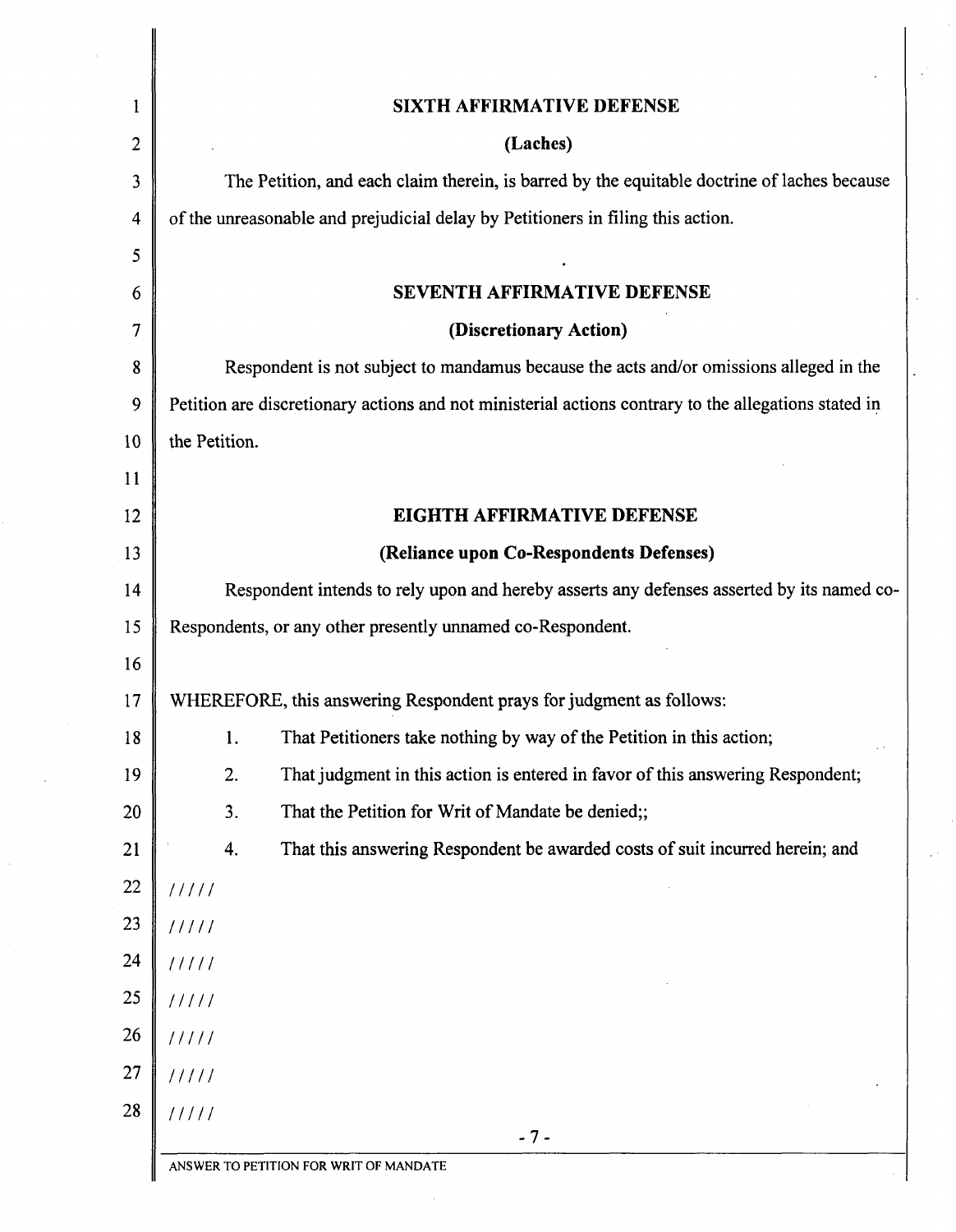## SIXTH AFFIRMATIVE DEFENSE

### (Laches)

The Petition, and each claim therein, is barred by the equitable doctrine of laches because of the unreasonable and prejudicial delay by Petitioners in filing this action.

## SEVENTH AFFIRMATIVE DEFENSE

### (Discretionary Action)

Respondent is not subject to mandamus because the acts and/or omissions alleged in the Petition are discretionary actions and not ministerial actions contrary to the allegations stated in the Petition.

## EIGHTH AFFIRMATIVE DEFENSE

### (Reliance upon Co-Respondents Defenses)

Respondent intends to rely upon and hereby asserts any defenses asserted by its named co-Respondents, or any other presently unnamed co-Respondent.

WHEREFORE, this answering Respondent prays for judgment as follows:

1. That Petitioners take nothing by way of the Petition in this action;
2. That judgment in this action is entered in favor of this answering Respondent;
3. That the Petition for Writ of Mandate be denied;;
4. That this answering Respondent be awarded costs of suit incurred herein; and

/////

/////

/////

/////

/////

/////

/////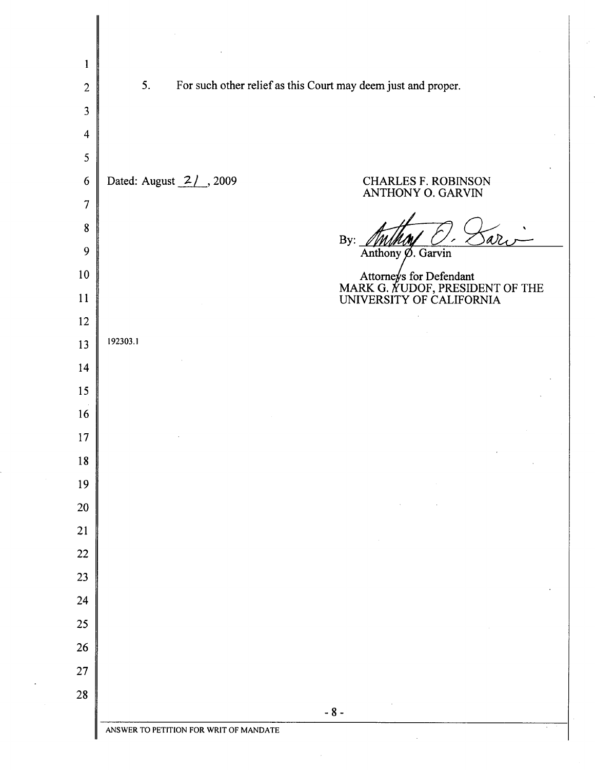5. For such other relief as this Court may deem just and proper.

Dated: August 21, 2009

CHARLES F. ROBINSON
ANTHONY O. GARVIN

By: Anthony O. Garvin

Attorneys for Defendant
MARK G. YUDOF, PRESIDENT OF THE UNIVERSITY OF CALIFORNIA

192303.1

ANSWER TO PETITION FOR WRIT OF MANDATE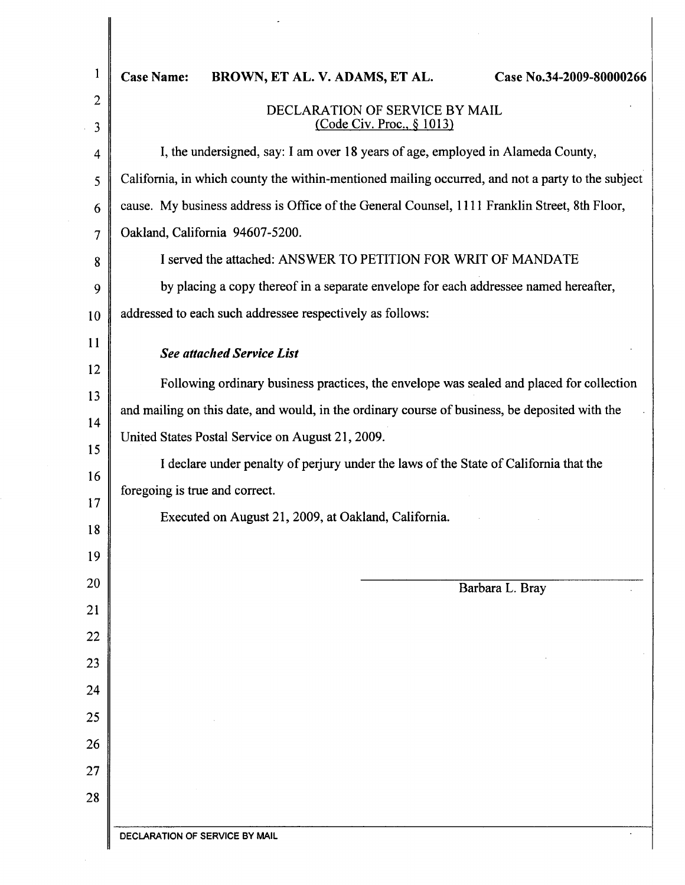**Case Name: BROWN, ET AL. V. ADAMS, ET AL. Case No.34-2009-80000266**

DECLARATION OF SERVICE BY MAIL
(Code Civ. Proc., § 1013)

I, the undersigned, say: I am over 18 years of age, employed in Alameda County, California, in which county the within-mentioned mailing occurred, and not a party to the subject cause. My business address is Office of the General Counsel, 1111 Franklin Street, 8th Floor, Oakland, California 94607-5200.

I served the attached: ANSWER TO PETITION FOR WRIT OF MANDATE

by placing a copy thereof in a separate envelope for each addressee named hereafter, addressed to each such addressee respectively as follows:

***See attached Service List***

Following ordinary business practices, the envelope was sealed and placed for collection and mailing on this date, and would, in the ordinary course of business, be deposited with the United States Postal Service on August 21, 2009.

I declare under penalty of perjury under the laws of the State of California that the foregoing is true and correct.

Executed on August 21, 2009, at Oakland, California.

Barbara L. Bray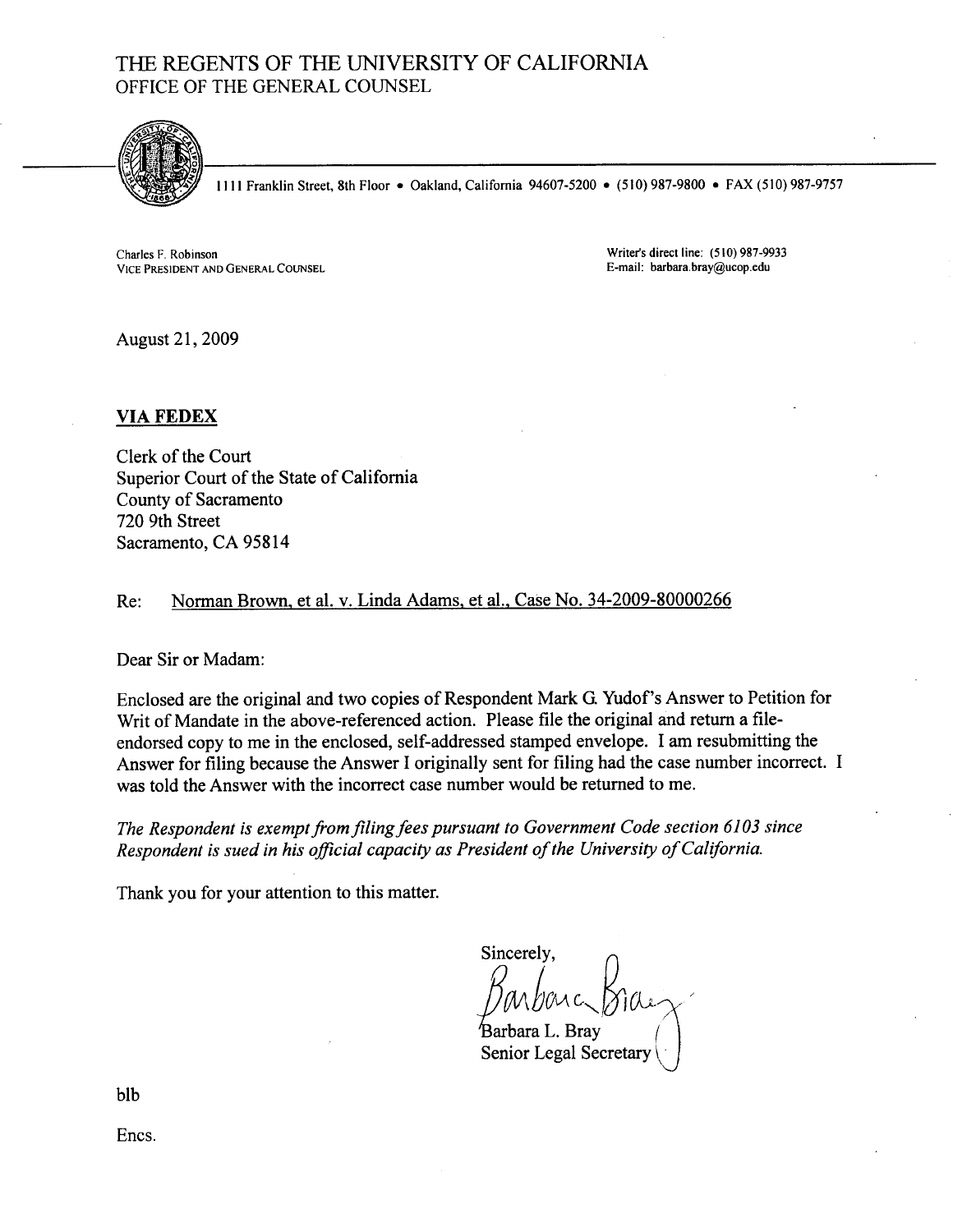# THE REGENTS OF THE UNIVERSITY OF CALIFORNIA
## OFFICE OF THE GENERAL COUNSEL

1111 Franklin Street, 8th Floor • Oakland, California 94607-5200 • (510) 987-9800 • FAX (510) 987-9757

Charles F. Robinson
VICE PRESIDENT AND GENERAL COUNSEL

Writer's direct line: (510) 987-9933
E-mail: barbara.bray@ucop.edu

August 21, 2009

**VIA FEDEX**

Clerk of the Court
Superior Court of the State of California
County of Sacramento
720 9th Street
Sacramento, CA 95814

Re: Norman Brown, et al. v. Linda Adams, et al., Case No. 34-2009-80000266

Dear Sir or Madam:

Enclosed are the original and two copies of Respondent Mark G. Yudof's Answer to Petition for Writ of Mandate in the above-referenced action. Please file the original and return a file-endorsed copy to me in the enclosed, self-addressed stamped envelope. I am resubmitting the Answer for filing because the Answer I originally sent for filing had the case number incorrect. I was told the Answer with the incorrect case number would be returned to me.

*The Respondent is exempt from filing fees pursuant to Government Code section 6103 since Respondent is sued in his official capacity as President of the University of California.*

Thank you for your attention to this matter.

Sincerely,

Barbara L. Bray
Senior Legal Secretary

blb

Encs.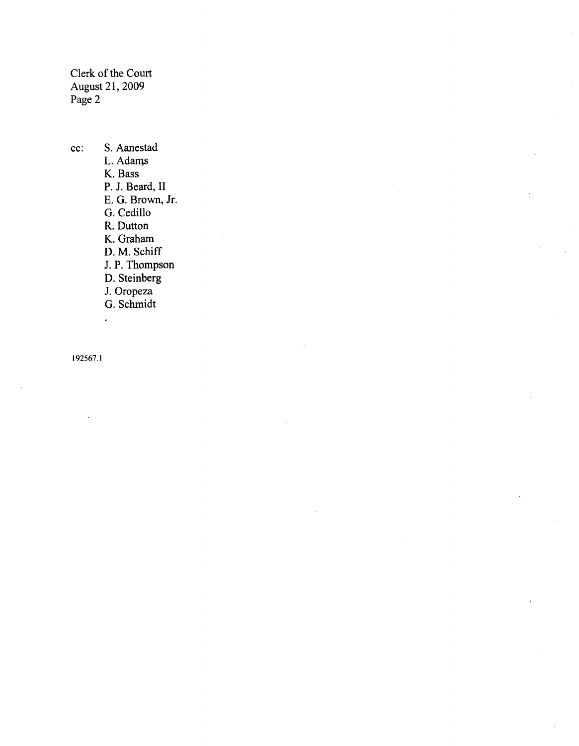cc: S. Aanestad
L. Adams
K. Bass
P. J. Beard, II
E. G. Brown, Jr.
G. Cedillo
R. Dutton
K. Graham
D. M. Schiff
J. P. Thompson
D. Steinberg
J. Oropeza
G. Schmidt

192567.1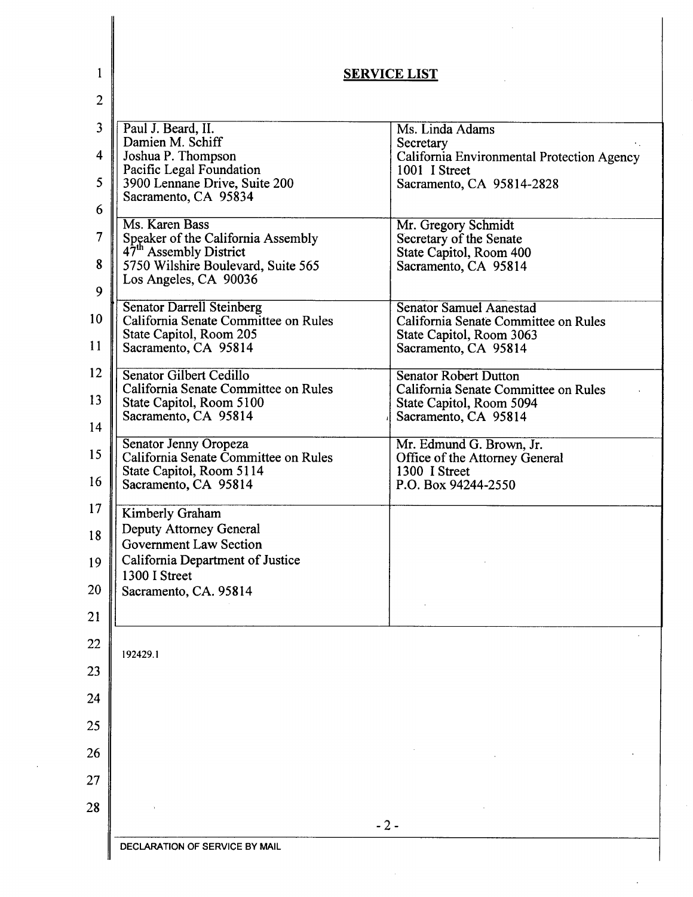## SERVICE LIST

| | |
|---|---|
| Paul J. Beard, II.<br>Damien M. Schiff<br>Joshua P. Thompson<br>Pacific Legal Foundation<br>3900 Lennane Drive, Suite 200<br>Sacramento, CA 95834 | Ms. Linda Adams<br>Secretary<br>California Environmental Protection Agency<br>1001 I Street<br>Sacramento, CA 95814-2828 |
| Ms. Karen Bass<br>Speaker of the California Assembly<br>47th Assembly District<br>5750 Wilshire Boulevard, Suite 565<br>Los Angeles, CA 90036 | Mr. Gregory Schmidt<br>Secretary of the Senate<br>State Capitol, Room 400<br>Sacramento, CA 95814 |
| Senator Darrell Steinberg<br>California Senate Committee on Rules<br>State Capitol, Room 205<br>Sacramento, CA 95814 | Senator Samuel Aanestad<br>California Senate Committee on Rules<br>State Capitol, Room 3063<br>Sacramento, CA 95814 |
| Senator Gilbert Cedillo<br>California Senate Committee on Rules<br>State Capitol, Room 5100<br>Sacramento, CA 95814 | Senator Robert Dutton<br>California Senate Committee on Rules<br>State Capitol, Room 5094<br>Sacramento, CA 95814 |
| Senator Jenny Oropeza<br>California Senate Committee on Rules<br>State Capitol, Room 5114<br>Sacramento, CA 95814 | Mr. Edmund G. Brown, Jr.<br>Office of the Attorney General<br>1300 I Street<br>P.O. Box 94244-2550 |
| Kimberly Graham<br>Deputy Attorney General<br>Government Law Section<br>California Department of Justice<br>1300 I Street<br>Sacramento, CA. 95814 | |

192429.1

DECLARATION OF SERVICE BY MAIL